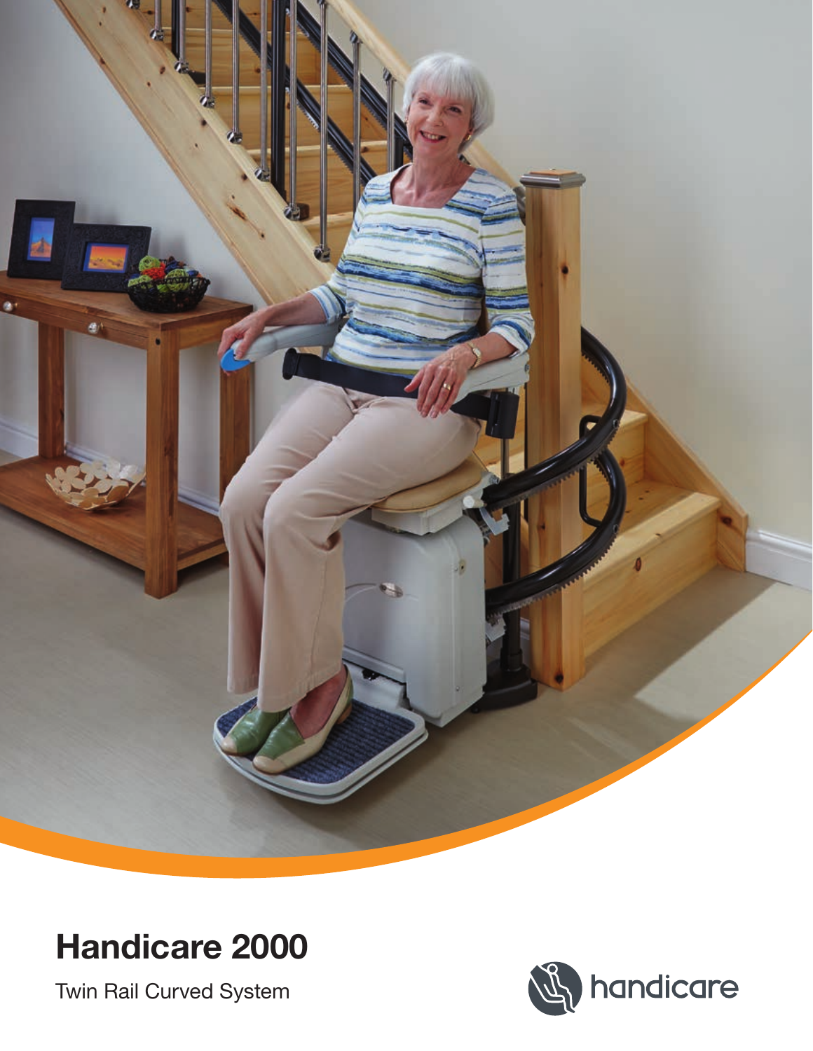# Handicare 2000

Twin Rail Curved System

handicare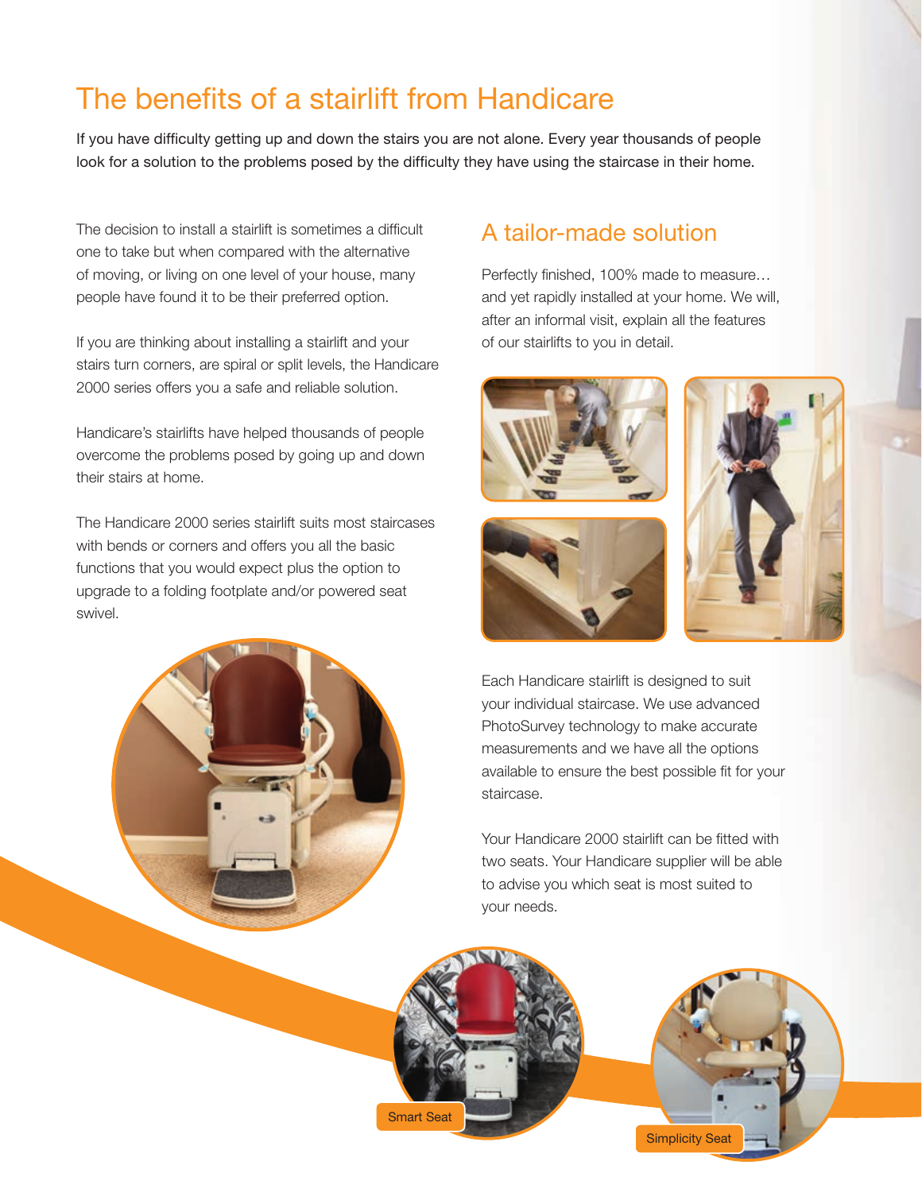# The benefits of a stairlift from Handicare

If you have difficulty getting up and down the stairs you are not alone. Every year thousands of people look for a solution to the problems posed by the difficulty they have using the staircase in their home.

The decision to install a stairlift is sometimes a difficult one to take but when compared with the alternative of moving, or living on one level of your house, many people have found it to be their preferred option.

If you are thinking about installing a stairlift and your stairs turn corners, are spiral or split levels, the Handicare 2000 series offers you a safe and reliable solution.

Handicare's stairlifts have helped thousands of people overcome the problems posed by going up and down their stairs at home.

The Handicare 2000 series stairlift suits most staircases with bends or corners and offers you all the basic functions that you would expect plus the option to upgrade to a folding footplate and/or powered seat swivel.

## A tailor-made solution

Perfectly finished, 100% made to measure… and yet rapidly installed at your home. We will, after an informal visit, explain all the features of our stairlifts to you in detail.

Each Handicare stairlift is designed to suit your individual staircase. We use advanced PhotoSurvey technology to make accurate measurements and we have all the options available to ensure the best possible fit for your staircase.

Your Handicare 2000 stairlift can be fitted with two seats. Your Handicare supplier will be able to advise you which seat is most suited to your needs.

Smart Seat

Simplicity Seat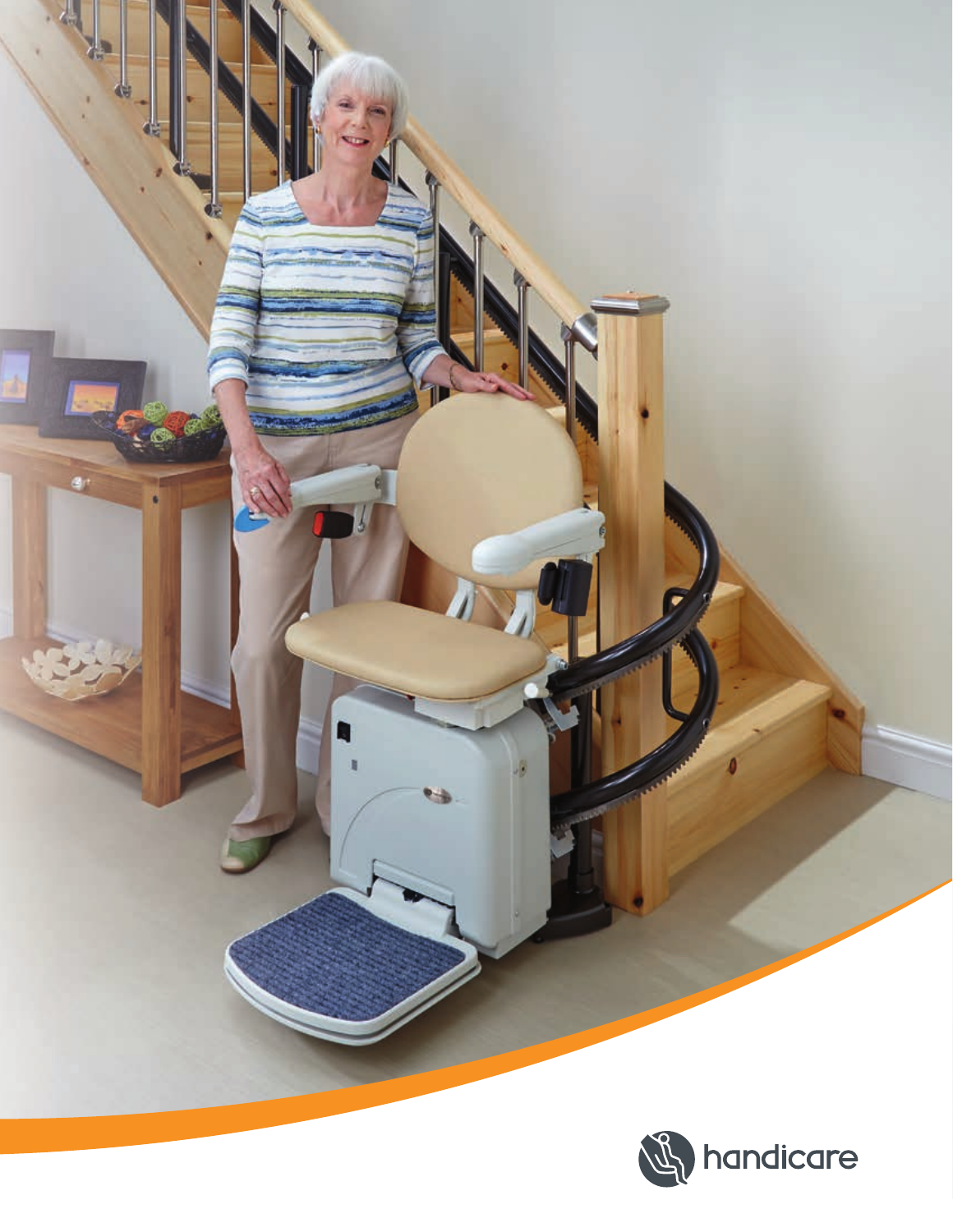handicare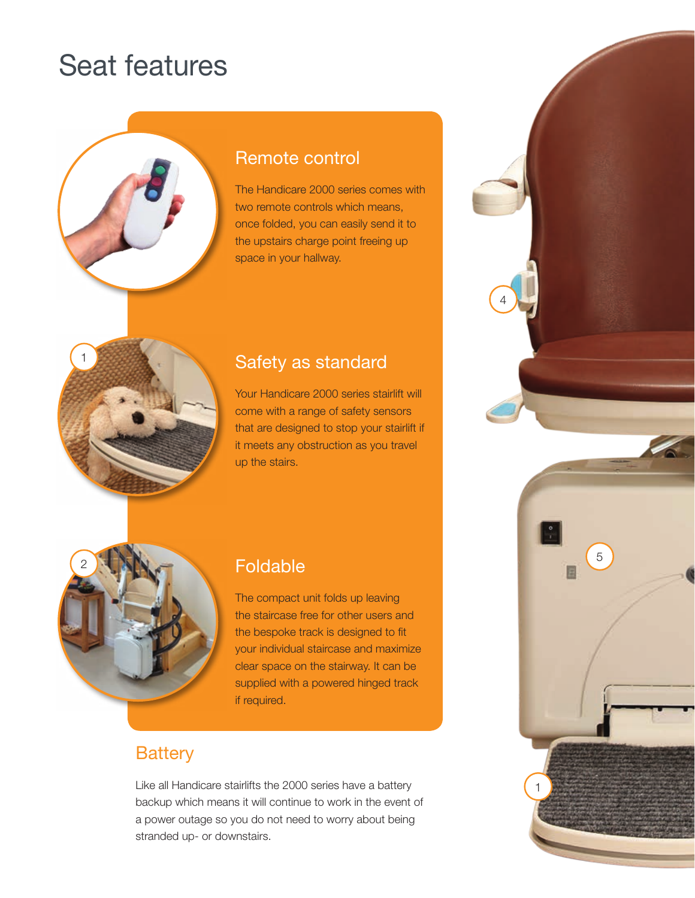# Seat features

## Remote control

The Handicare 2000 series comes with two remote controls which means, once folded, you can easily send it to the upstairs charge point freeing up space in your hallway.

## Safety as standard

Your Handicare 2000 series stairlift will come with a range of safety sensors that are designed to stop your stairlift if it meets any obstruction as you travel up the stairs.

## Foldable

The compact unit folds up leaving the staircase free for other users and the bespoke track is designed to fit your individual staircase and maximize clear space on the stairway. It can be supplied with a powered hinged track if required.

## Battery

Like all Handicare stairlifts the 2000 series have a battery backup which means it will continue to work in the event of a power outage so you do not need to worry about being stranded up- or downstairs.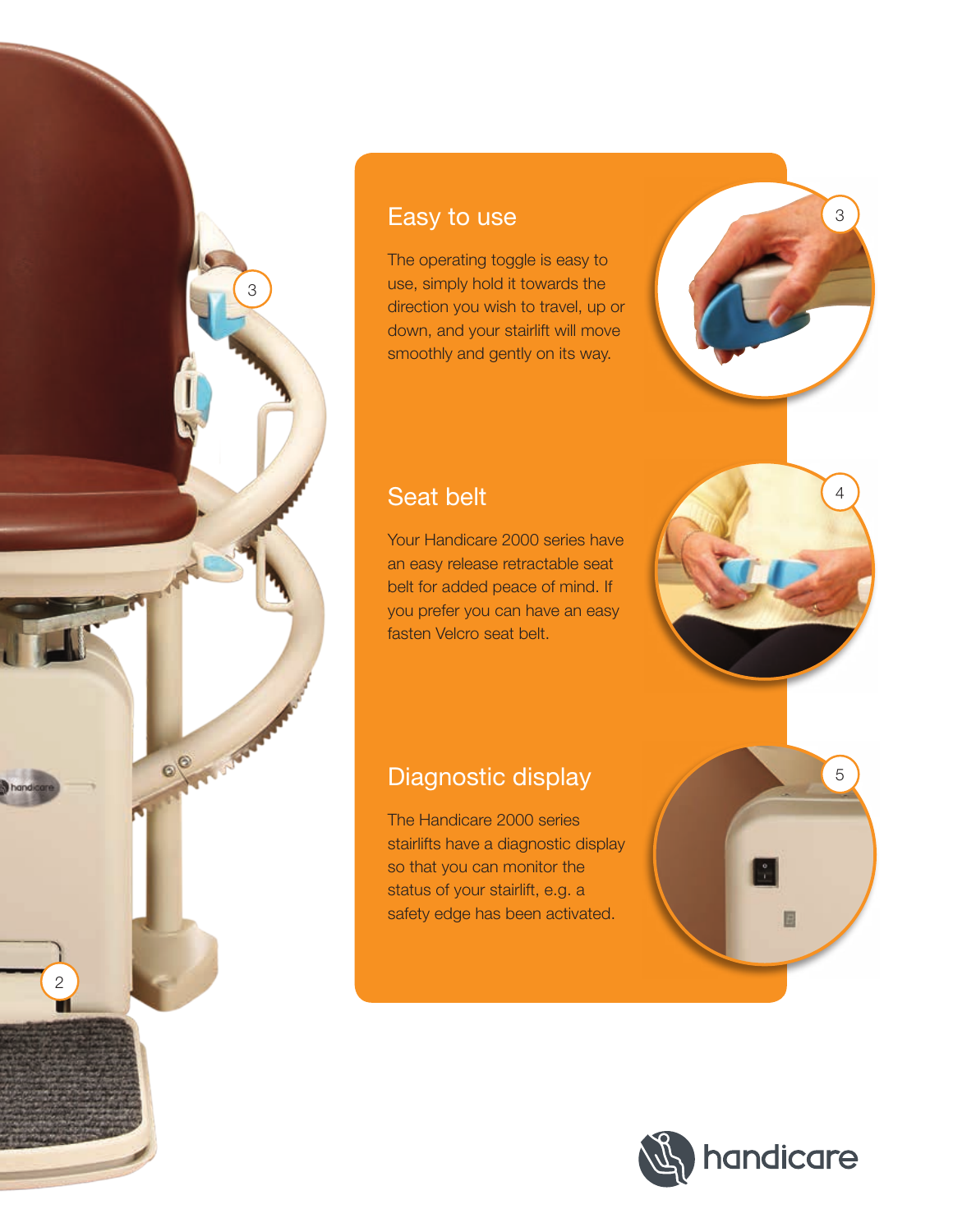## Easy to use

The operating toggle is easy to use, simply hold it towards the direction you wish to travel, up or down, and your stairlift will move smoothly and gently on its way.

## Seat belt

Your Handicare 2000 series have an easy release retractable seat belt for added peace of mind. If you prefer you can have an easy fasten Velcro seat belt.

## Diagnostic display

The Handicare 2000 series stairlifts have a diagnostic display so that you can monitor the status of your stairlift, e.g. a safety edge has been activated.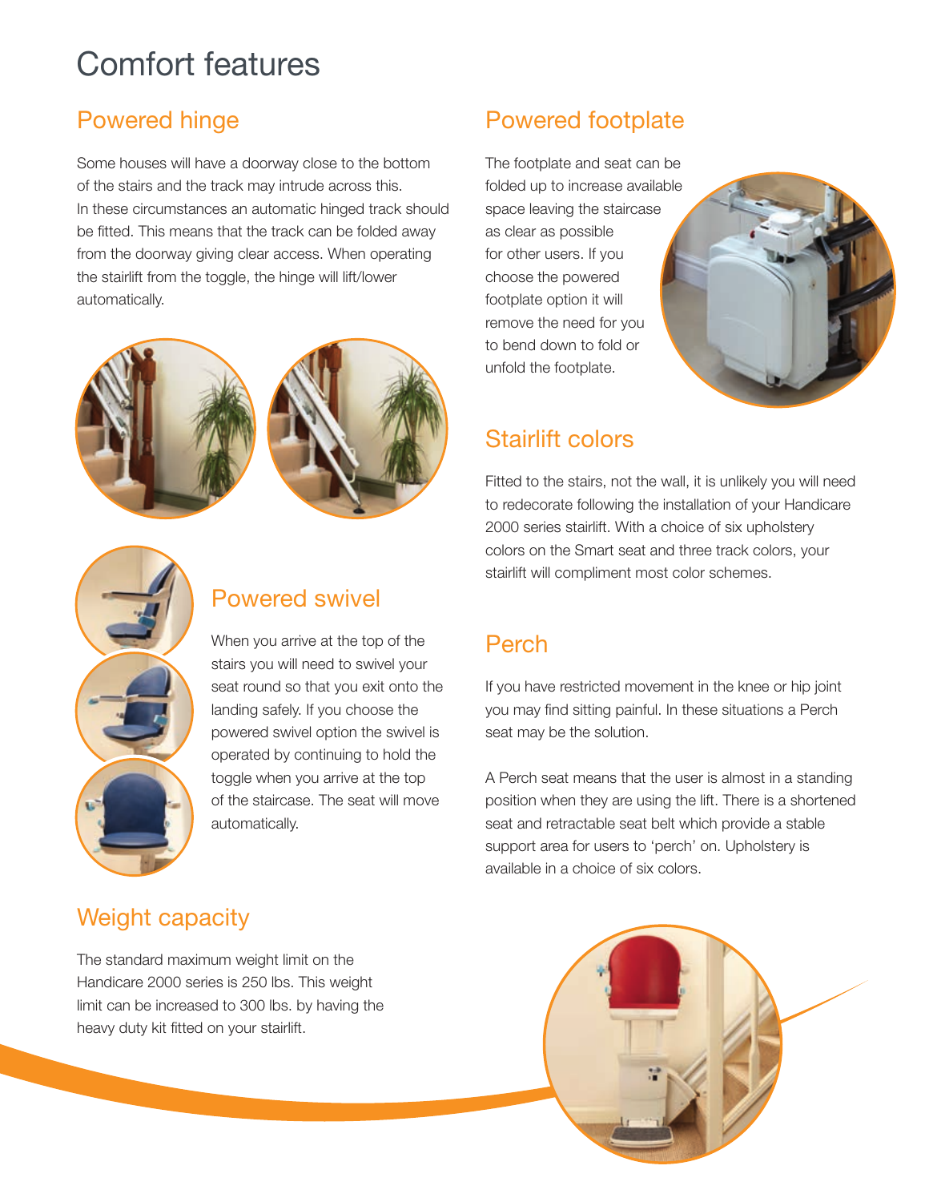# Comfort features

## Powered hinge

Some houses will have a doorway close to the bottom of the stairs and the track may intrude across this. In these circumstances an automatic hinged track should be fitted. This means that the track can be folded away from the doorway giving clear access. When operating the stairlift from the toggle, the hinge will lift/lower automatically.

## Powered swivel

When you arrive at the top of the stairs you will need to swivel your seat round so that you exit onto the landing safely. If you choose the powered swivel option the swivel is operated by continuing to hold the toggle when you arrive at the top of the staircase. The seat will move automatically.

## Weight capacity

The standard maximum weight limit on the Handicare 2000 series is 250 lbs. This weight limit can be increased to 300 lbs. by having the heavy duty kit fitted on your stairlift.

## Powered footplate

The footplate and seat can be folded up to increase available space leaving the staircase as clear as possible for other users. If you choose the powered footplate option it will remove the need for you to bend down to fold or unfold the footplate.

## Stairlift colors

Fitted to the stairs, not the wall, it is unlikely you will need to redecorate following the installation of your Handicare 2000 series stairlift. With a choice of six upholstery colors on the Smart seat and three track colors, your stairlift will compliment most color schemes.

## Perch

If you have restricted movement in the knee or hip joint you may find sitting painful. In these situations a Perch seat may be the solution.

A Perch seat means that the user is almost in a standing position when they are using the lift. There is a shortened seat and retractable seat belt which provide a stable support area for users to 'perch' on. Upholstery is available in a choice of six colors.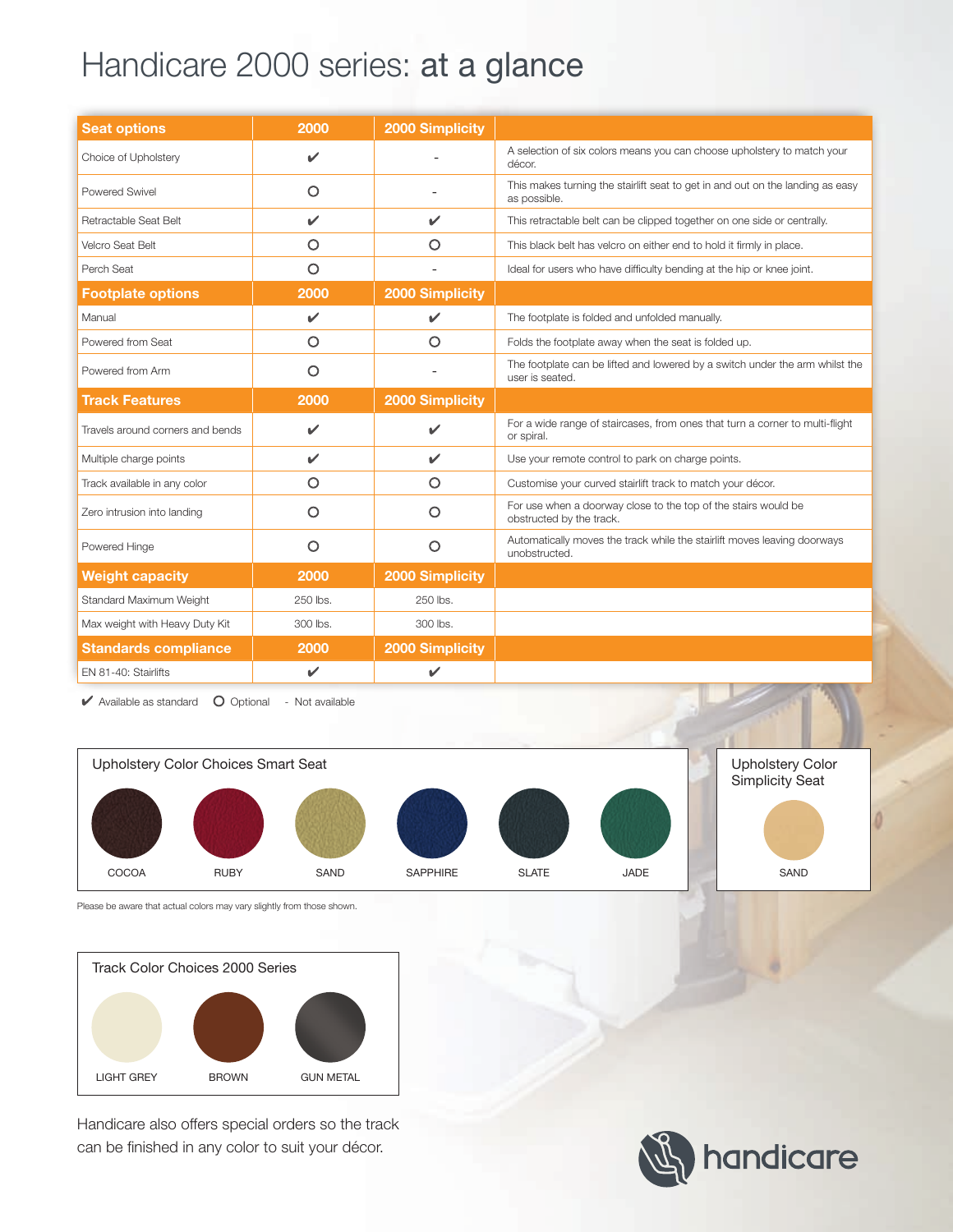# Handicare 2000 series: at a glance

| Seat options | 2000 | 2000 Simplicity | |
|---|---|---|---|
| Choice of Upholstery | ✔ | - | A selection of six colors means you can choose upholstery to match your décor. |
| Powered Swivel | O | - | This makes turning the stairlift seat to get in and out on the landing as easy as possible. |
| Retractable Seat Belt | ✔ | ✔ | This retractable belt can be clipped together on one side or centrally. |
| Velcro Seat Belt | O | O | This black belt has velcro on either end to hold it firmly in place. |
| Perch Seat | O | - | Ideal for users who have difficulty bending at the hip or knee joint. |
| **Footplate options** | **2000** | **2000 Simplicity** | |
| Manual | ✔ | ✔ | The footplate is folded and unfolded manually. |
| Powered from Seat | O | O | Folds the footplate away when the seat is folded up. |
| Powered from Arm | O | - | The footplate can be lifted and lowered by a switch under the arm whilst the user is seated. |
| **Track Features** | **2000** | **2000 Simplicity** | |
| Travels around corners and bends | ✔ | ✔ | For a wide range of staircases, from ones that turn a corner to multi-flight or spiral. |
| Multiple charge points | ✔ | ✔ | Use your remote control to park on charge points. |
| Track available in any color | O | O | Customise your curved stairlift track to match your décor. |
| Zero intrusion into landing | O | O | For use when a doorway close to the top of the stairs would be obstructed by the track. |
| Powered Hinge | O | O | Automatically moves the track while the stairlift moves leaving doorways unobstructed. |
| **Weight capacity** | **2000** | **2000 Simplicity** | |
| Standard Maximum Weight | 250 lbs. | 250 lbs. | |
| Max weight with Heavy Duty Kit | 300 lbs. | 300 lbs. | |
| **Standards compliance** | **2000** | **2000 Simplicity** | |
| EN 81-40: Stairlifts | ✔ | ✔ | |

✔ Available as standard   O Optional   - Not available

**Upholstery Color Choices Smart Seat**

COCOA, RUBY, SAND, SAPPHIRE, SLATE, JADE

**Upholstery Color Simplicity Seat**

SAND

Please be aware that actual colors may vary slightly from those shown.

**Track Color Choices 2000 Series**

LIGHT GREY, BROWN, GUN METAL

Handicare also offers special orders so the track can be finished in any color to suit your décor.

handicare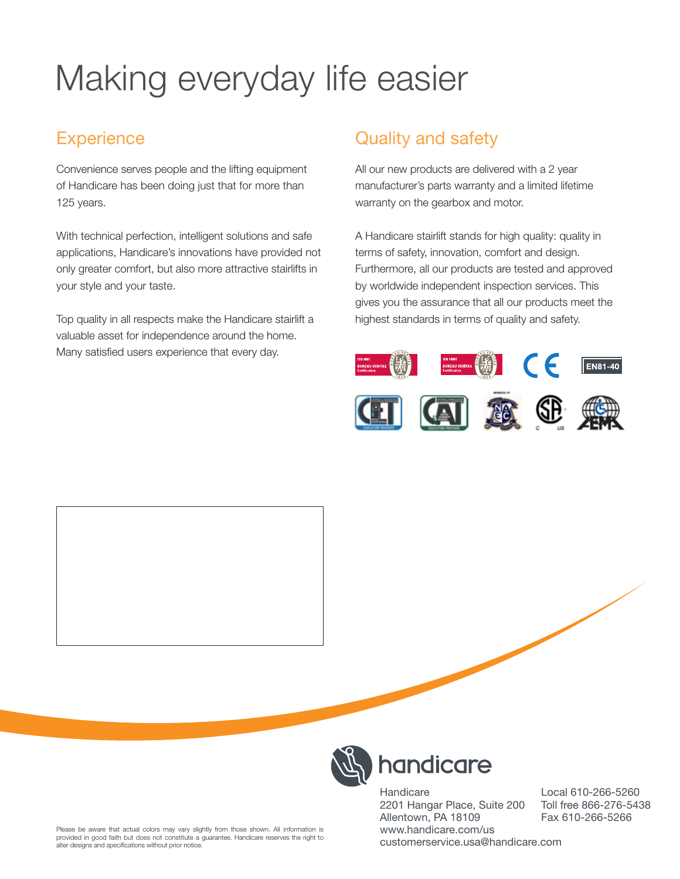# Making everyday life easier

## Experience

Convenience serves people and the lifting equipment of Handicare has been doing just that for more than 125 years.

With technical perfection, intelligent solutions and safe applications, Handicare's innovations have provided not only greater comfort, but also more attractive stairlifts in your style and your taste.

Top quality in all respects make the Handicare stairlift a valuable asset for independence around the home. Many satisfied users experience that every day.

## Quality and safety

All our new products are delivered with a 2 year manufacturer's parts warranty and a limited lifetime warranty on the gearbox and motor.

A Handicare stairlift stands for high quality: quality in terms of safety, innovation, comfort and design. Furthermore, all our products are tested and approved by worldwide independent inspection services. This gives you the assurance that all our products meet the highest standards in terms of quality and safety.

handicare

Handicare
2201 Hangar Place, Suite 200
Allentown, PA 18109
www.handicare.com/us
customerservice.usa@handicare.com

Local 610-266-5260
Toll free 866-276-5438
Fax 610-266-5266

Please be aware that actual colors may vary slightly from those shown. All information is provided in good faith but does not constitute a guarantee. Handicare reserves the right to alter designs and specifications without prior notice.